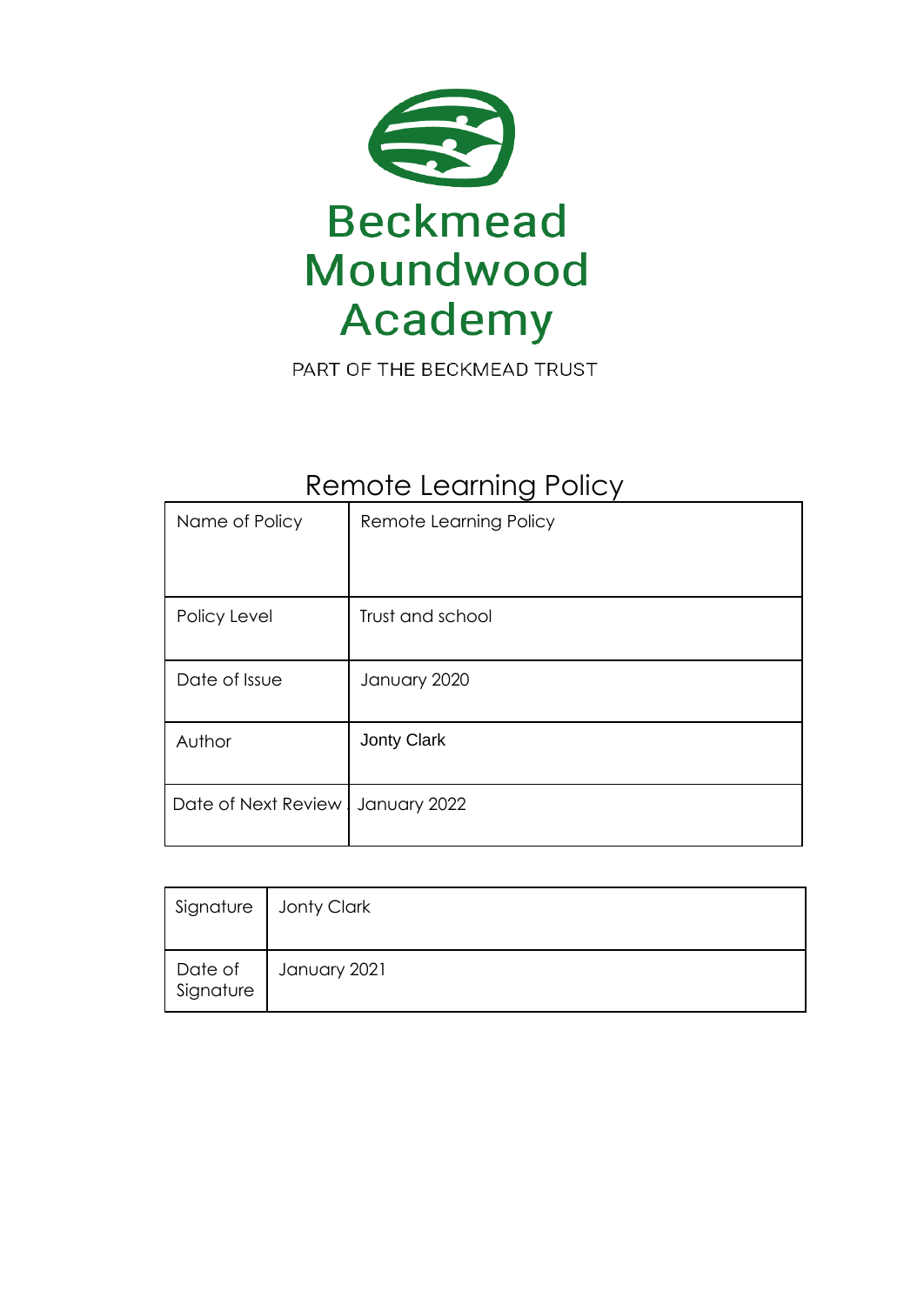# Beckmead Moundwood Academy

PART OF THE BECKMEAD TRUST

## Remote Learning Policy

| Name of Policy | Remote Learning Policy |
|---|---|
| Policy Level | Trust and school |
| Date of Issue | January 2020 |
| Author | Jonty Clark |
| Date of Next Review | January 2022 |

| Signature | Jonty Clark |
|---|---|
| Date of Signature | January 2021 |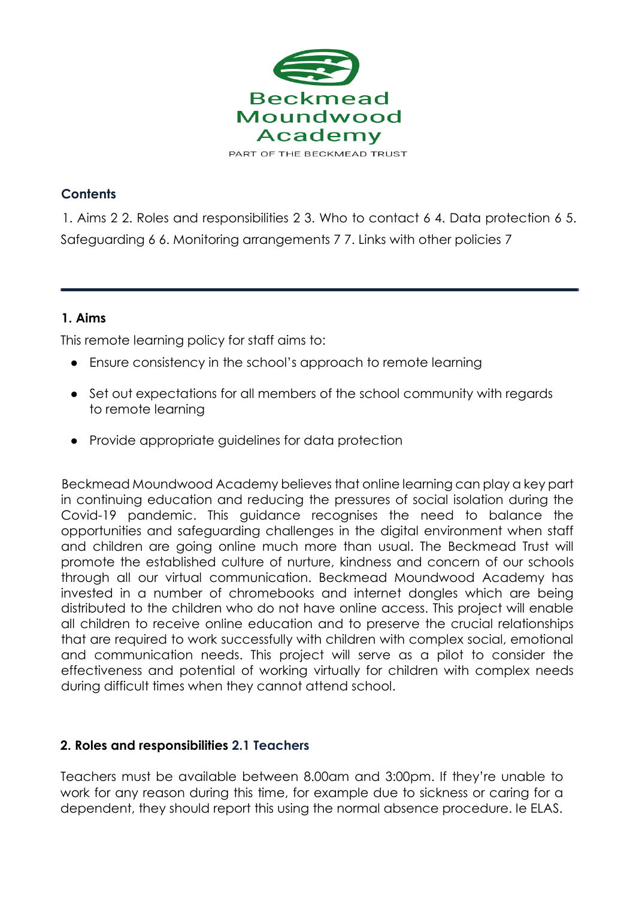Beckmead Moundwood Academy

PART OF THE BECKMEAD TRUST

**Contents**

1. Aims 2 2. Roles and responsibilities 2 3. Who to contact 6 4. Data protection 6 5. Safeguarding 6 6. Monitoring arrangements 7 7. Links with other policies 7

---

## 1. Aims

This remote learning policy for staff aims to:

- Ensure consistency in the school's approach to remote learning
- Set out expectations for all members of the school community with regards to remote learning
- Provide appropriate guidelines for data protection

Beckmead Moundwood Academy believes that online learning can play a key part in continuing education and reducing the pressures of social isolation during the Covid-19 pandemic. This guidance recognises the need to balance the opportunities and safeguarding challenges in the digital environment when staff and children are going online much more than usual. The Beckmead Trust will promote the established culture of nurture, kindness and concern of our schools through all our virtual communication. Beckmead Moundwood Academy has invested in a number of chromebooks and internet dongles which are being distributed to the children who do not have online access. This project will enable all children to receive online education and to preserve the crucial relationships that are required to work successfully with children with complex social, emotional and communication needs. This project will serve as a pilot to consider the effectiveness and potential of working virtually for children with complex needs during difficult times when they cannot attend school.

## 2. Roles and responsibilities

### 2.1 Teachers

Teachers must be available between 8.00am and 3:00pm. If they're unable to work for any reason during this time, for example due to sickness or caring for a dependent, they should report this using the normal absence procedure. Ie ELAS.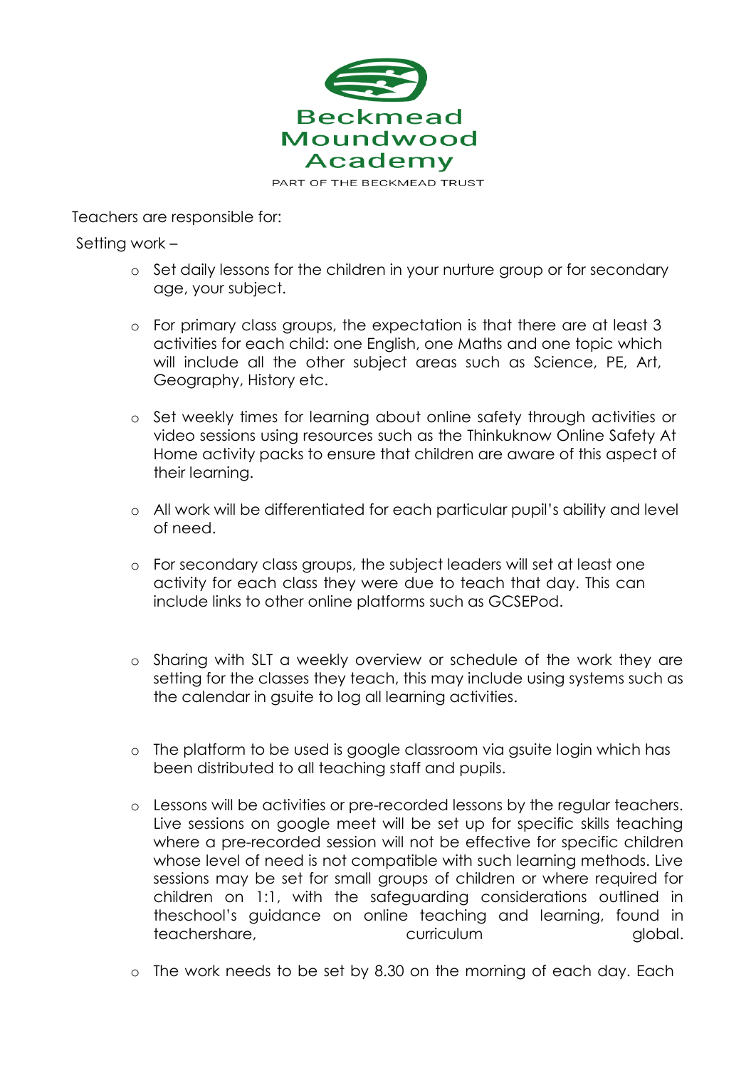Teachers are responsible for:

Setting work –

- Set daily lessons for the children in your nurture group or for secondary age, your subject.
- For primary class groups, the expectation is that there are at least 3 activities for each child: one English, one Maths and one topic which will include all the other subject areas such as Science, PE, Art, Geography, History etc.
- Set weekly times for learning about online safety through activities or video sessions using resources such as the Thinkuknow Online Safety At Home activity packs to ensure that children are aware of this aspect of their learning.
- All work will be differentiated for each particular pupil's ability and level of need.
- For secondary class groups, the subject leaders will set at least one activity for each class they were due to teach that day. This can include links to other online platforms such as GCSEPod.
- Sharing with SLT a weekly overview or schedule of the work they are setting for the classes they teach, this may include using systems such as the calendar in gsuite to log all learning activities.
- The platform to be used is google classroom via gsuite login which has been distributed to all teaching staff and pupils.
- Lessons will be activities or pre-recorded lessons by the regular teachers. Live sessions on google meet will be set up for specific skills teaching where a pre-recorded session will not be effective for specific children whose level of need is not compatible with such learning methods. Live sessions may be set for small groups of children or where required for children on 1:1, with the safeguarding considerations outlined in theschool's guidance on online teaching and learning, found in teachershare, curriculum global.
- The work needs to be set by 8.30 on the morning of each day. Each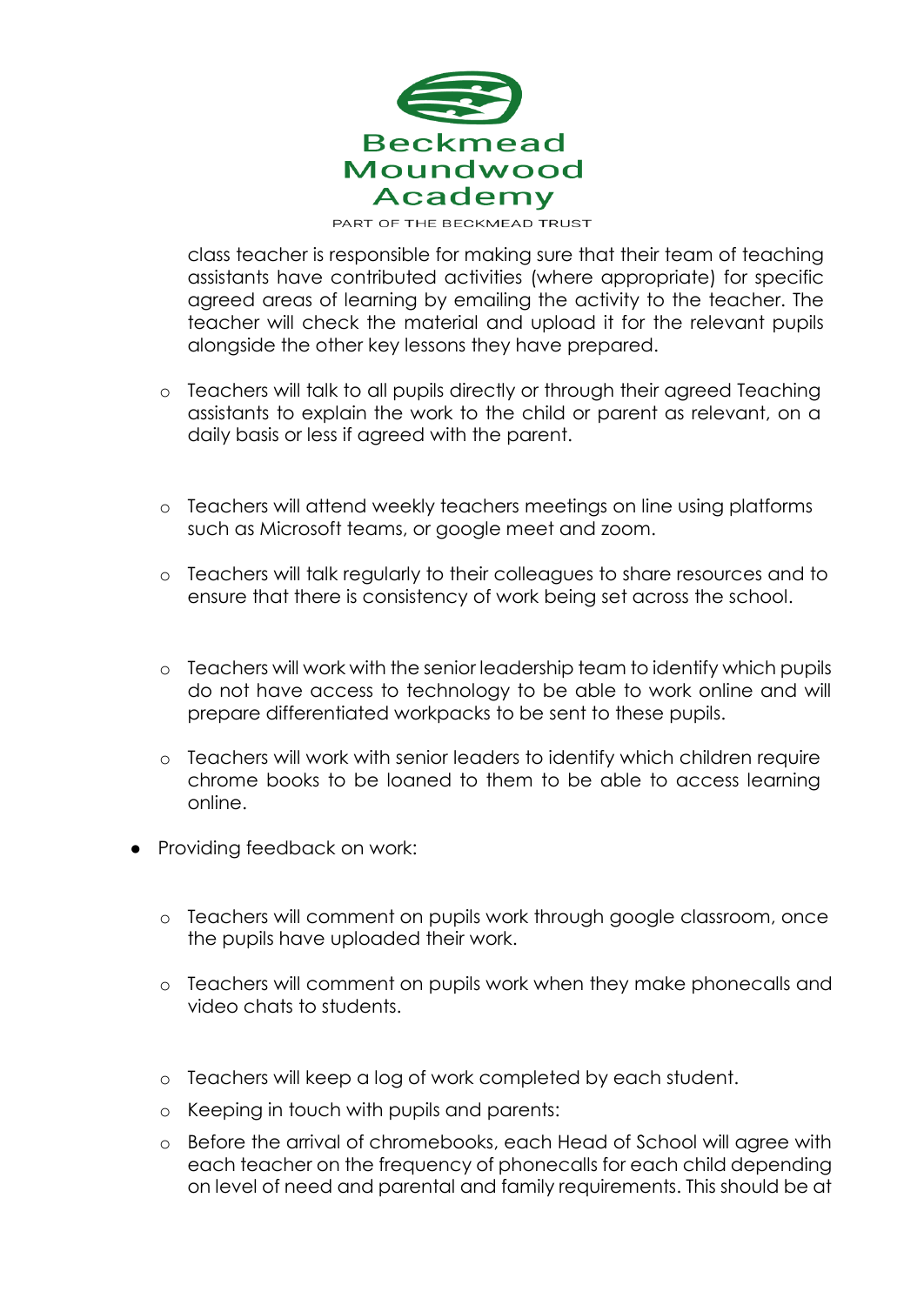class teacher is responsible for making sure that their team of teaching assistants have contributed activities (where appropriate) for specific agreed areas of learning by emailing the activity to the teacher. The teacher will check the material and upload it for the relevant pupils alongside the other key lessons they have prepared.

  - Teachers will talk to all pupils directly or through their agreed Teaching assistants to explain the work to the child or parent as relevant, on a daily basis or less if agreed with the parent.

  - Teachers will attend weekly teachers meetings on line using platforms such as Microsoft teams, or google meet and zoom.

  - Teachers will talk regularly to their colleagues to share resources and to ensure that there is consistency of work being set across the school.

  - Teachers will work with the senior leadership team to identify which pupils do not have access to technology to be able to work online and will prepare differentiated workpacks to be sent to these pupils.

  - Teachers will work with senior leaders to identify which children require chrome books to be loaned to them to be able to access learning online.

- Providing feedback on work:

  - Teachers will comment on pupils work through google classroom, once the pupils have uploaded their work.

  - Teachers will comment on pupils work when they make phonecalls and video chats to students.

  - Teachers will keep a log of work completed by each student.

  - Keeping in touch with pupils and parents:

  - Before the arrival of chromebooks, each Head of School will agree with each teacher on the frequency of phonecalls for each child depending on level of need and parental and family requirements. This should be at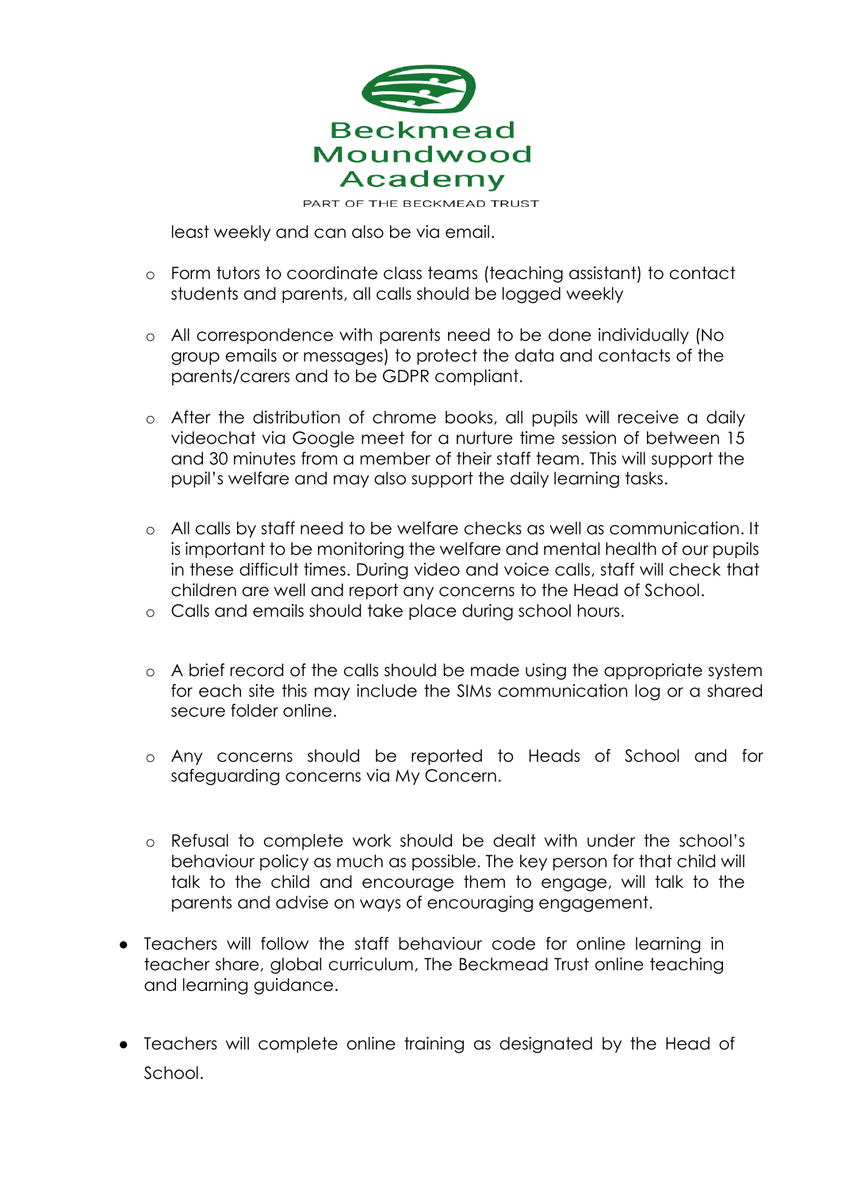least weekly and can also be via email.

- Form tutors to coordinate class teams (teaching assistant) to contact students and parents, all calls should be logged weekly

- All correspondence with parents need to be done individually (No group emails or messages) to protect the data and contacts of the parents/carers and to be GDPR compliant.

- After the distribution of chrome books, all pupils will receive a daily videochat via Google meet for a nurture time session of between 15 and 30 minutes from a member of their staff team. This will support the pupil's welfare and may also support the daily learning tasks.

- All calls by staff need to be welfare checks as well as communication. It is important to be monitoring the welfare and mental health of our pupils in these difficult times. During video and voice calls, staff will check that children are well and report any concerns to the Head of School.
- Calls and emails should take place during school hours.

- A brief record of the calls should be made using the appropriate system for each site this may include the SIMs communication log or a shared secure folder online.

- Any concerns should be reported to Heads of School and for safeguarding concerns via My Concern.

- Refusal to complete work should be dealt with under the school's behaviour policy as much as possible. The key person for that child will talk to the child and encourage them to engage, will talk to the parents and advise on ways of encouraging engagement.

* Teachers will follow the staff behaviour code for online learning in teacher share, global curriculum, The Beckmead Trust online teaching and learning guidance.

* Teachers will complete online training as designated by the Head of School.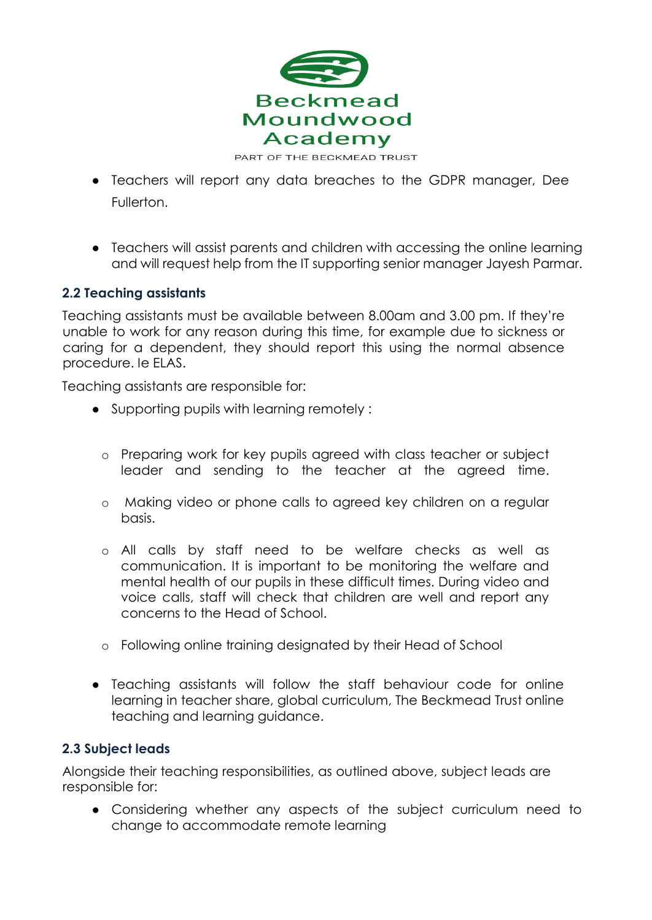- Teachers will report any data breaches to the GDPR manager, Dee Fullerton.

- Teachers will assist parents and children with accessing the online learning and will request help from the IT supporting senior manager Jayesh Parmar.

### 2.2 Teaching assistants

Teaching assistants must be available between 8.00am and 3.00 pm. If they're unable to work for any reason during this time, for example due to sickness or caring for a dependent, they should report this using the normal absence procedure. Ie ELAS.

Teaching assistants are responsible for:

- Supporting pupils with learning remotely :

  - Preparing work for key pupils agreed with class teacher or subject leader and sending to the teacher at the agreed time.

  - Making video or phone calls to agreed key children on a regular basis.

  - All calls by staff need to be welfare checks as well as communication. It is important to be monitoring the welfare and mental health of our pupils in these difficult times. During video and voice calls, staff will check that children are well and report any concerns to the Head of School.

  - Following online training designated by their Head of School

- Teaching assistants will follow the staff behaviour code for online learning in teacher share, global curriculum, The Beckmead Trust online teaching and learning guidance.

### 2.3 Subject leads

Alongside their teaching responsibilities, as outlined above, subject leads are responsible for:

- Considering whether any aspects of the subject curriculum need to change to accommodate remote learning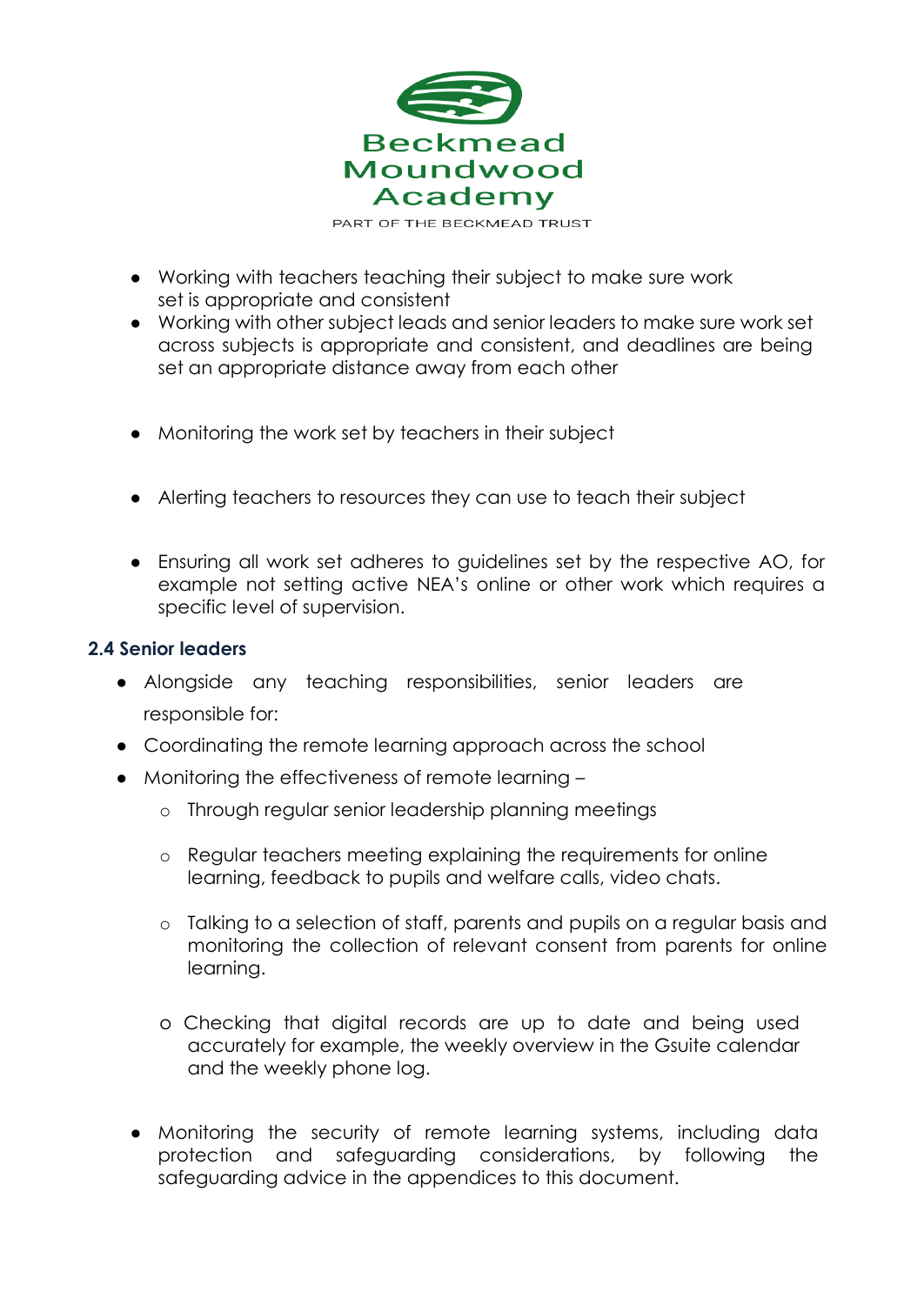- Working with teachers teaching their subject to make sure work set is appropriate and consistent
- Working with other subject leads and senior leaders to make sure work set across subjects is appropriate and consistent, and deadlines are being set an appropriate distance away from each other
- Monitoring the work set by teachers in their subject
- Alerting teachers to resources they can use to teach their subject
- Ensuring all work set adheres to guidelines set by the respective AO, for example not setting active NEA's online or other work which requires a specific level of supervision.

### 2.4 Senior leaders

- Alongside any teaching responsibilities, senior leaders are responsible for:
- Coordinating the remote learning approach across the school
- Monitoring the effectiveness of remote learning –
  - Through regular senior leadership planning meetings
  - Regular teachers meeting explaining the requirements for online learning, feedback to pupils and welfare calls, video chats.
  - Talking to a selection of staff, parents and pupils on a regular basis and monitoring the collection of relevant consent from parents for online learning.
  - Checking that digital records are up to date and being used accurately for example, the weekly overview in the Gsuite calendar and the weekly phone log.
- Monitoring the security of remote learning systems, including data protection and safeguarding considerations, by following the safeguarding advice in the appendices to this document.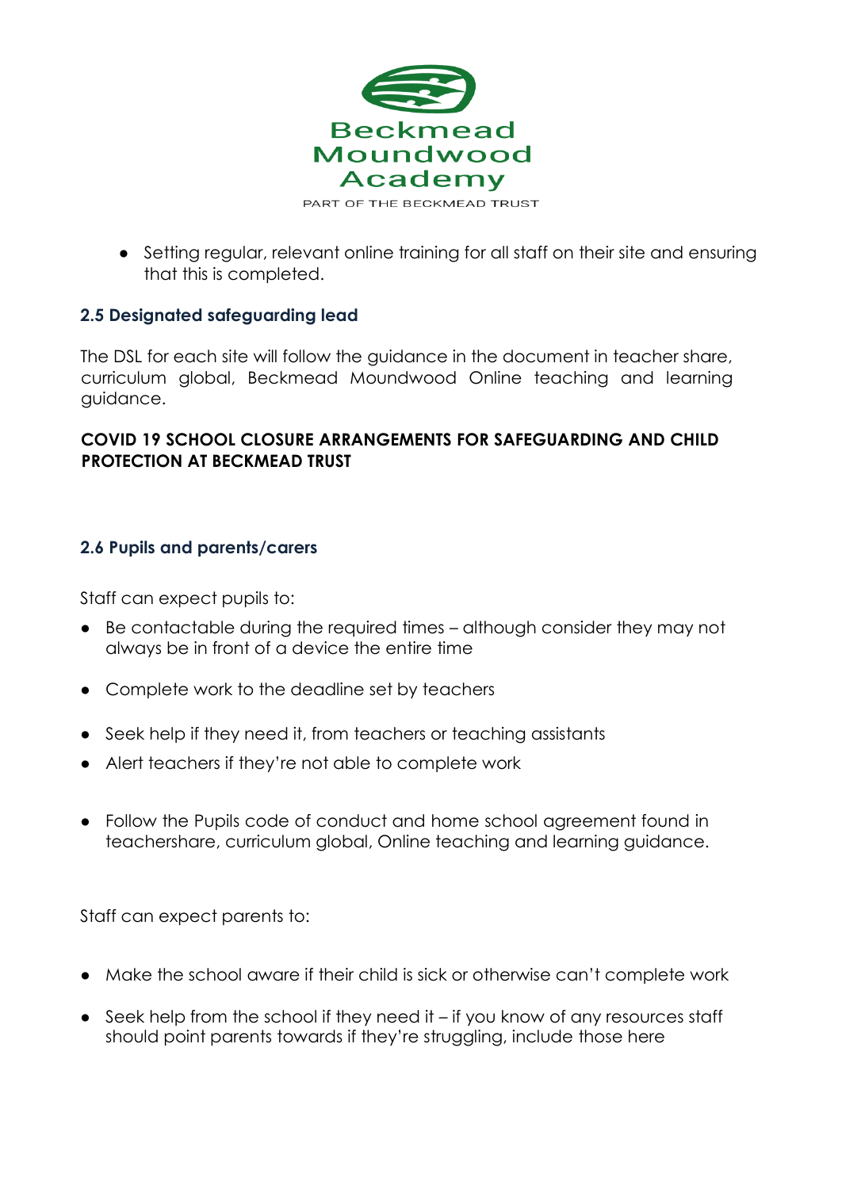- Setting regular, relevant online training for all staff on their site and ensuring that this is completed.

### 2.5 Designated safeguarding lead

The DSL for each site will follow the guidance in the document in teacher share, curriculum global, Beckmead Moundwood Online teaching and learning guidance.

**COVID 19 SCHOOL CLOSURE ARRANGEMENTS FOR SAFEGUARDING AND CHILD PROTECTION AT BECKMEAD TRUST**

### 2.6 Pupils and parents/carers

Staff can expect pupils to:

- Be contactable during the required times – although consider they may not always be in front of a device the entire time
- Complete work to the deadline set by teachers
- Seek help if they need it, from teachers or teaching assistants
- Alert teachers if they're not able to complete work
- Follow the Pupils code of conduct and home school agreement found in teachershare, curriculum global, Online teaching and learning guidance.

Staff can expect parents to:

- Make the school aware if their child is sick or otherwise can't complete work
- Seek help from the school if they need it – if you know of any resources staff should point parents towards if they're struggling, include those here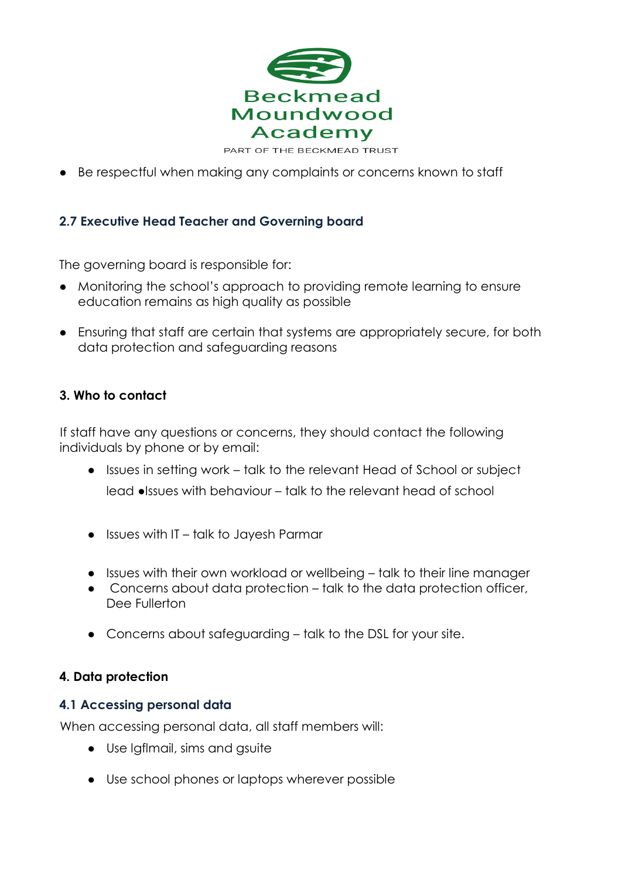- Be respectful when making any complaints or concerns known to staff

### 2.7 Executive Head Teacher and Governing board

The governing board is responsible for:

- Monitoring the school's approach to providing remote learning to ensure education remains as high quality as possible
- Ensuring that staff are certain that systems are appropriately secure, for both data protection and safeguarding reasons

## 3. Who to contact

If staff have any questions or concerns, they should contact the following individuals by phone or by email:

- Issues in setting work – talk to the relevant Head of School or subject lead
- Issues with behaviour – talk to the relevant head of school
- Issues with IT – talk to Jayesh Parmar
- Issues with their own workload or wellbeing – talk to their line manager
- Concerns about data protection – talk to the data protection officer, Dee Fullerton
- Concerns about safeguarding – talk to the DSL for your site.

## 4. Data protection

### 4.1 Accessing personal data

When accessing personal data, all staff members will:

- Use lgflmail, sims and gsuite
- Use school phones or laptops wherever possible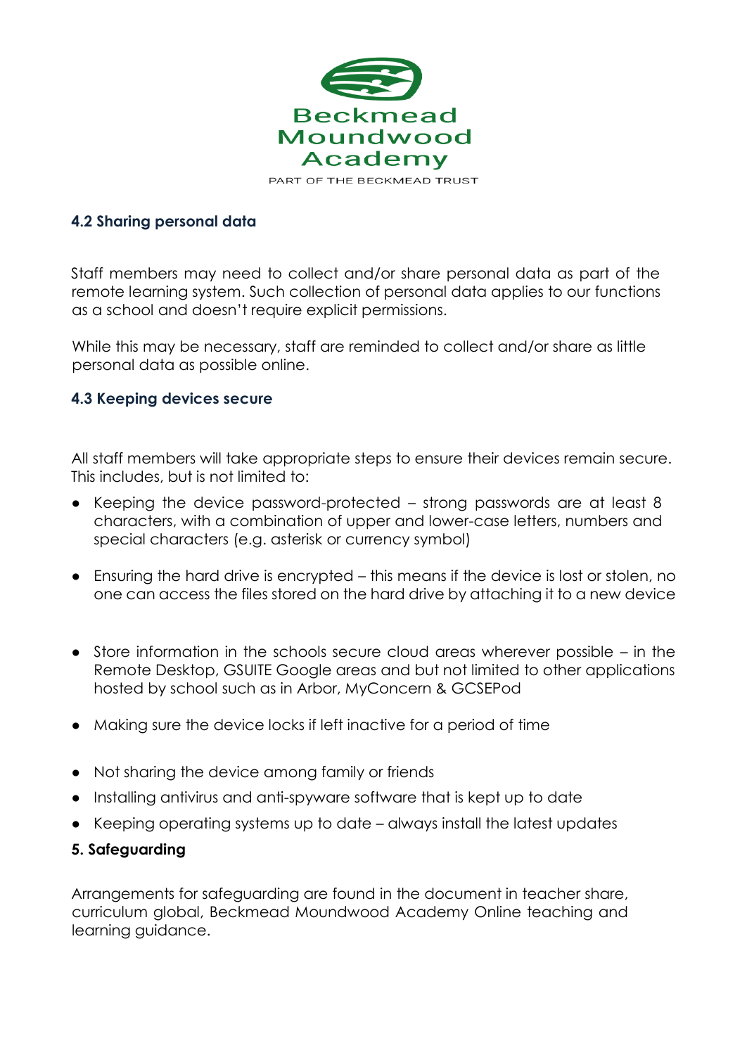### 4.2 Sharing personal data

Staff members may need to collect and/or share personal data as part of the remote learning system. Such collection of personal data applies to our functions as a school and doesn't require explicit permissions.

While this may be necessary, staff are reminded to collect and/or share as little personal data as possible online.

### 4.3 Keeping devices secure

All staff members will take appropriate steps to ensure their devices remain secure. This includes, but is not limited to:

- Keeping the device password-protected – strong passwords are at least 8 characters, with a combination of upper and lower-case letters, numbers and special characters (e.g. asterisk or currency symbol)
- Ensuring the hard drive is encrypted – this means if the device is lost or stolen, no one can access the files stored on the hard drive by attaching it to a new device
- Store information in the schools secure cloud areas wherever possible – in the Remote Desktop, GSUITE Google areas and but not limited to other applications hosted by school such as in Arbor, MyConcern & GCSEPod
- Making sure the device locks if left inactive for a period of time
- Not sharing the device among family or friends
- Installing antivirus and anti-spyware software that is kept up to date
- Keeping operating systems up to date – always install the latest updates

## 5. Safeguarding

Arrangements for safeguarding are found in the document in teacher share, curriculum global, Beckmead Moundwood Academy Online teaching and learning guidance.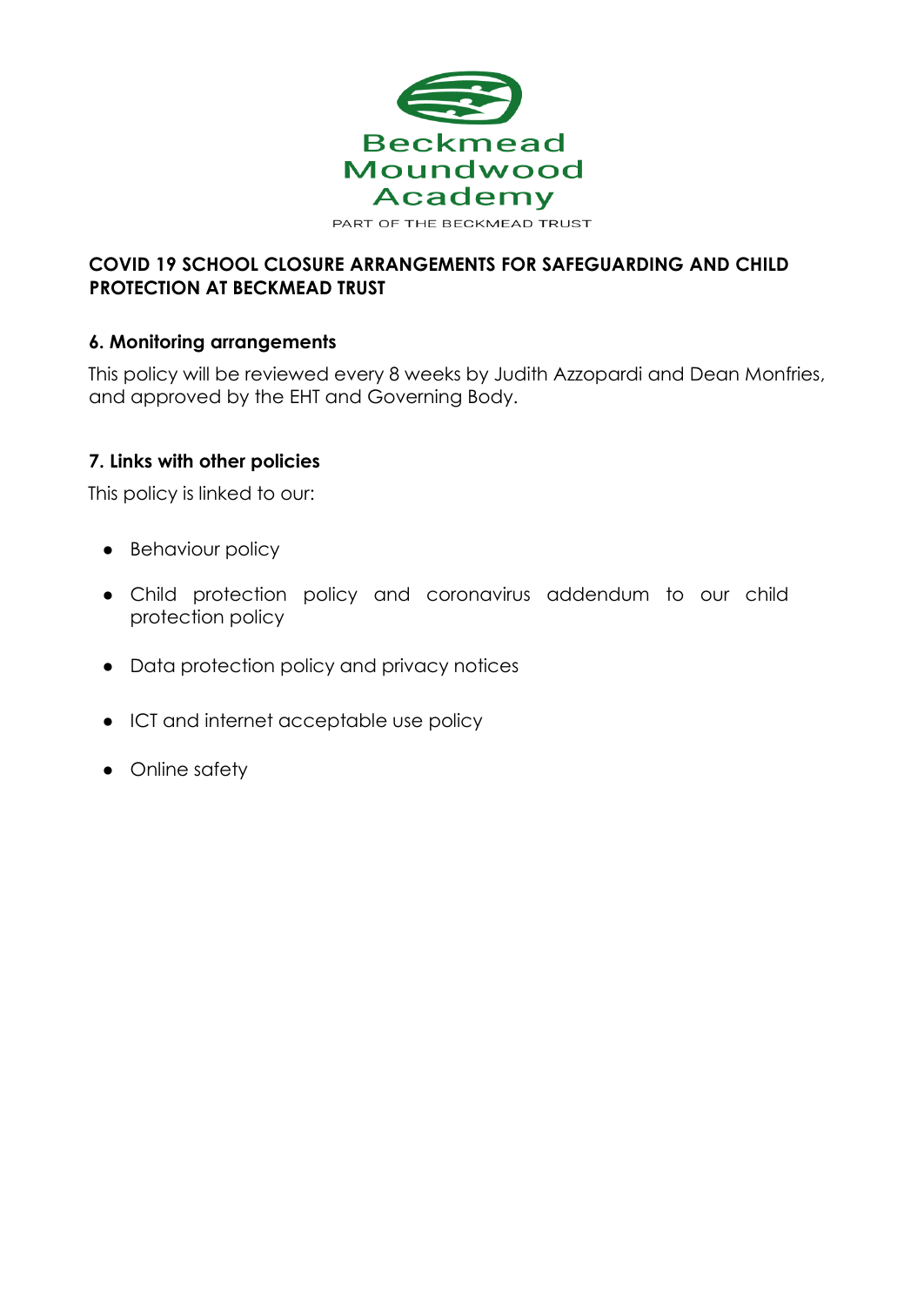Beckmead Moundwood Academy

PART OF THE BECKMEAD TRUST

**COVID 19 SCHOOL CLOSURE ARRANGEMENTS FOR SAFEGUARDING AND CHILD PROTECTION AT BECKMEAD TRUST**

### 6. Monitoring arrangements

This policy will be reviewed every 8 weeks by Judith Azzopardi and Dean Monfries, and approved by the EHT and Governing Body.

### 7. Links with other policies

This policy is linked to our:

- Behaviour policy
- Child protection policy and coronavirus addendum to our child protection policy
- Data protection policy and privacy notices
- ICT and internet acceptable use policy
- Online safety